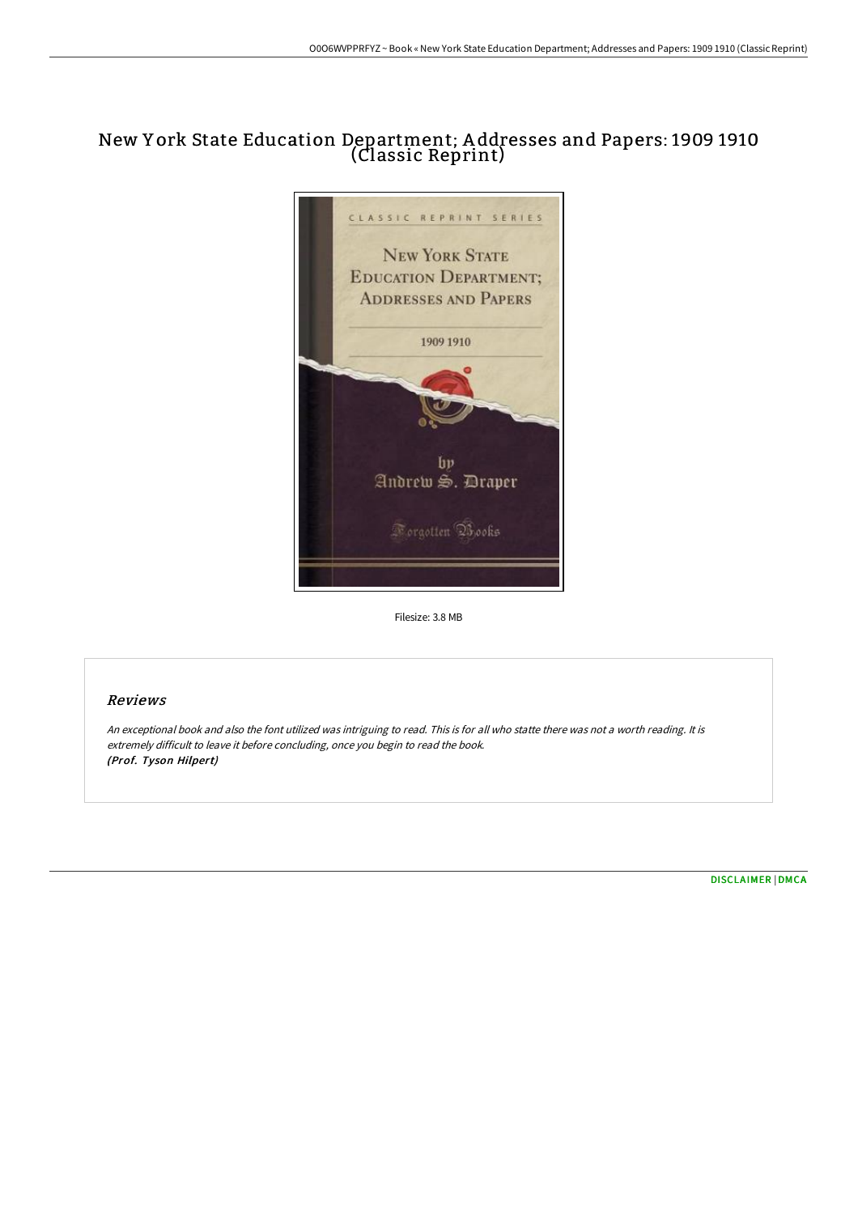# New York State Education Department; Addresses and Papers: 1909 1910 (Classic Reprint)

Filesize: 3.8 MB

## Reviews

*An exceptional book and also the font utilized was intriguing to read. This is for all who statte there was not a worth reading. It is extremely difficult to leave it before concluding, once you begin to read the book.*
***(Prof. Tyson Hilpert)***

DISCLAIMER | DMCA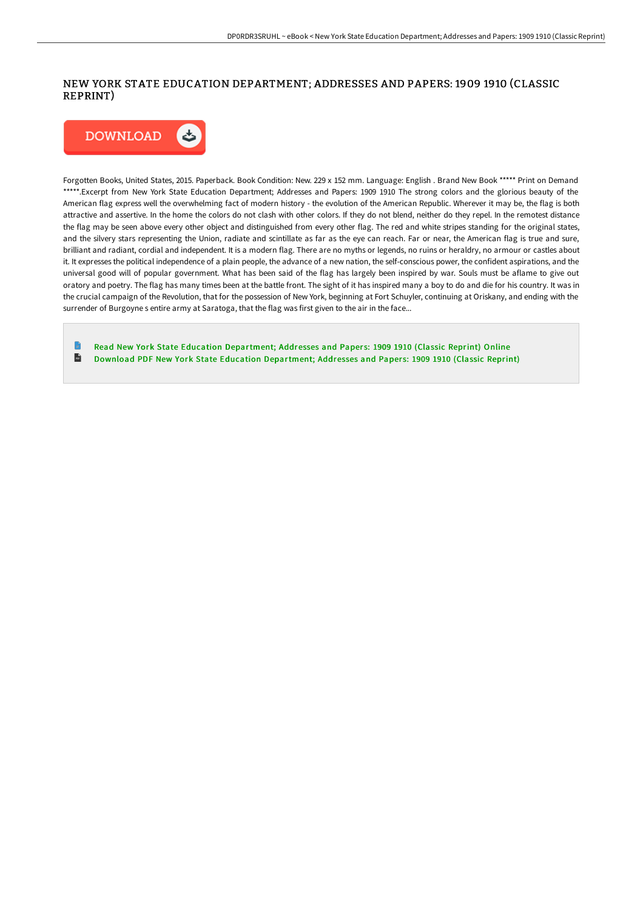# NEW YORK STATE EDUCATION DEPARTMENT; ADDRESSES AND PAPERS: 1909 1910 (CLASSIC REPRINT)

DOWNLOAD

Forgotten Books, United States, 2015. Paperback. Book Condition: New. 229 x 152 mm. Language: English . Brand New Book ***** Print on Demand *****.Excerpt from New York State Education Department; Addresses and Papers: 1909 1910 The strong colors and the glorious beauty of the American flag express well the overwhelming fact of modern history - the evolution of the American Republic. Wherever it may be, the flag is both attractive and assertive. In the home the colors do not clash with other colors. If they do not blend, neither do they repel. In the remotest distance the flag may be seen above every other object and distinguished from every other flag. The red and white stripes standing for the original states, and the silvery stars representing the Union, radiate and scintillate as far as the eye can reach. Far or near, the American flag is true and sure, brilliant and radiant, cordial and independent. It is a modern flag. There are no myths or legends, no ruins or heraldry, no armour or castles about it. It expresses the political independence of a plain people, the advance of a new nation, the self-conscious power, the confident aspirations, and the universal good will of popular government. What has been said of the flag has largely been inspired by war. Souls must be aflame to give out oratory and poetry. The flag has many times been at the battle front. The sight of it has inspired many a boy to do and die for his country. It was in the crucial campaign of the Revolution, that for the possession of New York, beginning at Fort Schuyler, continuing at Oriskany, and ending with the surrender of Burgoyne s entire army at Saratoga, that the flag was first given to the air in the face...

- Read New York State Education Department; Addresses and Papers: 1909 1910 (Classic Reprint) Online
- Download PDF New York State Education Department; Addresses and Papers: 1909 1910 (Classic Reprint)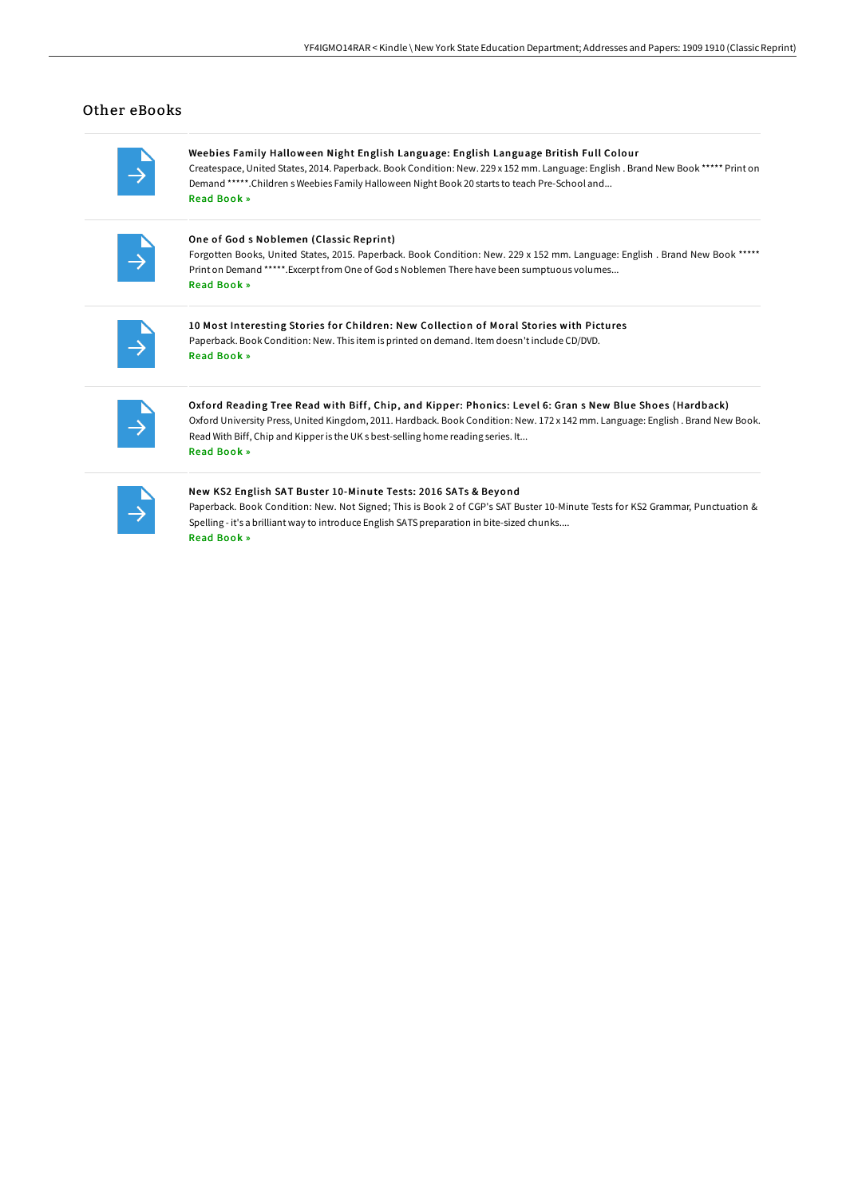## Other eBooks

**Weebies Family Halloween Night English Language: English Language British Full Colour**

Createspace, United States, 2014. Paperback. Book Condition: New. 229 x 152 mm. Language: English . Brand New Book ***** Print on Demand *****.Children s Weebies Family Halloween Night Book 20 starts to teach Pre-School and...

Read Book »

**One of God s Noblemen (Classic Reprint)**

Forgotten Books, United States, 2015. Paperback. Book Condition: New. 229 x 152 mm. Language: English . Brand New Book ***** Print on Demand *****.Excerpt from One of God s Noblemen There have been sumptuous volumes...

Read Book »

**10 Most Interesting Stories for Children: New Collection of Moral Stories with Pictures**

Paperback. Book Condition: New. This item is printed on demand. Item doesn't include CD/DVD.

Read Book »

**Oxford Reading Tree Read with Biff, Chip, and Kipper: Phonics: Level 6: Gran s New Blue Shoes (Hardback)**

Oxford University Press, United Kingdom, 2011. Hardback. Book Condition: New. 172 x 142 mm. Language: English . Brand New Book. Read With Biff, Chip and Kipper is the UK s best-selling home reading series. It...

Read Book »

**New KS2 English SAT Buster 10-Minute Tests: 2016 SATs & Beyond**

Paperback. Book Condition: New. Not Signed; This is Book 2 of CGP's SAT Buster 10-Minute Tests for KS2 Grammar, Punctuation & Spelling - it's a brilliant way to introduce English SATS preparation in bite-sized chunks....

Read Book »